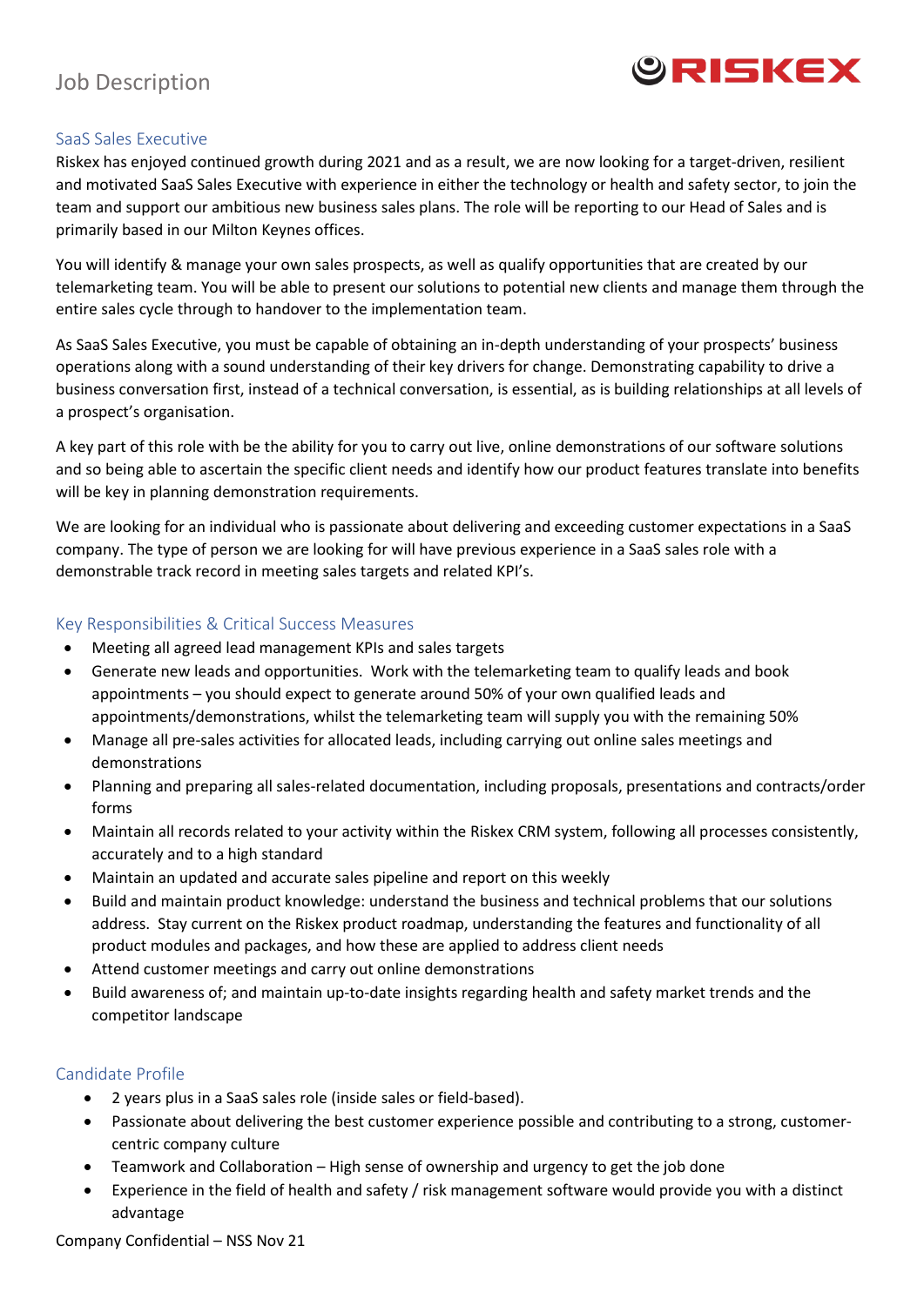# Job Description

## SaaS Sales Executive

Riskex has enjoyed continued growth during 2021 and as a result, we are now looking for a target-driven, resilient and motivated SaaS Sales Executive with experience in either the technology or health and safety sector, to join the team and support our ambitious new business sales plans. The role will be reporting to our Head of Sales and is primarily based in our Milton Keynes offices.

You will identify & manage your own sales prospects, as well as qualify opportunities that are created by our telemarketing team. You will be able to present our solutions to potential new clients and manage them through the entire sales cycle through to handover to the implementation team.

As SaaS Sales Executive, you must be capable of obtaining an in-depth understanding of your prospects' business operations along with a sound understanding of their key drivers for change. Demonstrating capability to drive a business conversation first, instead of a technical conversation, is essential, as is building relationships at all levels of a prospect's organisation.

A key part of this role with be the ability for you to carry out live, online demonstrations of our software solutions and so being able to ascertain the specific client needs and identify how our product features translate into benefits will be key in planning demonstration requirements.

We are looking for an individual who is passionate about delivering and exceeding customer expectations in a SaaS company. The type of person we are looking for will have previous experience in a SaaS sales role with a demonstrable track record in meeting sales targets and related KPI's.

## Key Responsibilities & Critical Success Measures

- Meeting all agreed lead management KPIs and sales targets
- Generate new leads and opportunities. Work with the telemarketing team to qualify leads and book appointments – you should expect to generate around 50% of your own qualified leads and appointments/demonstrations, whilst the telemarketing team will supply you with the remaining 50%
- Manage all pre-sales activities for allocated leads, including carrying out online sales meetings and demonstrations
- Planning and preparing all sales-related documentation, including proposals, presentations and contracts/order forms
- Maintain all records related to your activity within the Riskex CRM system, following all processes consistently, accurately and to a high standard
- Maintain an updated and accurate sales pipeline and report on this weekly
- Build and maintain product knowledge: understand the business and technical problems that our solutions address. Stay current on the Riskex product roadmap, understanding the features and functionality of all product modules and packages, and how these are applied to address client needs
- Attend customer meetings and carry out online demonstrations
- Build awareness of; and maintain up-to-date insights regarding health and safety market trends and the competitor landscape

## Candidate Profile

- 2 years plus in a SaaS sales role (inside sales or field-based).
- Passionate about delivering the best customer experience possible and contributing to a strong, customer-centric company culture
- Teamwork and Collaboration – High sense of ownership and urgency to get the job done
- Experience in the field of health and safety / risk management software would provide you with a distinct advantage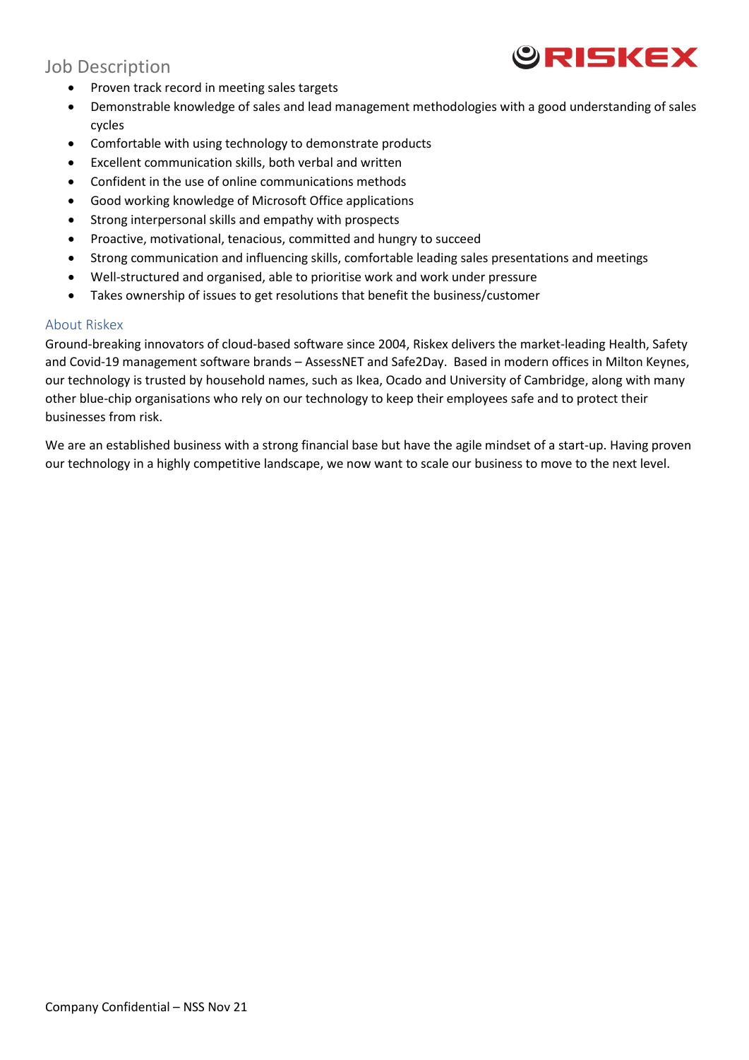# Job Description

- Proven track record in meeting sales targets
- Demonstrable knowledge of sales and lead management methodologies with a good understanding of sales cycles
- Comfortable with using technology to demonstrate products
- Excellent communication skills, both verbal and written
- Confident in the use of online communications methods
- Good working knowledge of Microsoft Office applications
- Strong interpersonal skills and empathy with prospects
- Proactive, motivational, tenacious, committed and hungry to succeed
- Strong communication and influencing skills, comfortable leading sales presentations and meetings
- Well-structured and organised, able to prioritise work and work under pressure
- Takes ownership of issues to get resolutions that benefit the business/customer

## About Riskex

Ground-breaking innovators of cloud-based software since 2004, Riskex delivers the market-leading Health, Safety and Covid-19 management software brands – AssessNET and Safe2Day. Based in modern offices in Milton Keynes, our technology is trusted by household names, such as Ikea, Ocado and University of Cambridge, along with many other blue-chip organisations who rely on our technology to keep their employees safe and to protect their businesses from risk.

We are an established business with a strong financial base but have the agile mindset of a start-up. Having proven our technology in a highly competitive landscape, we now want to scale our business to move to the next level.